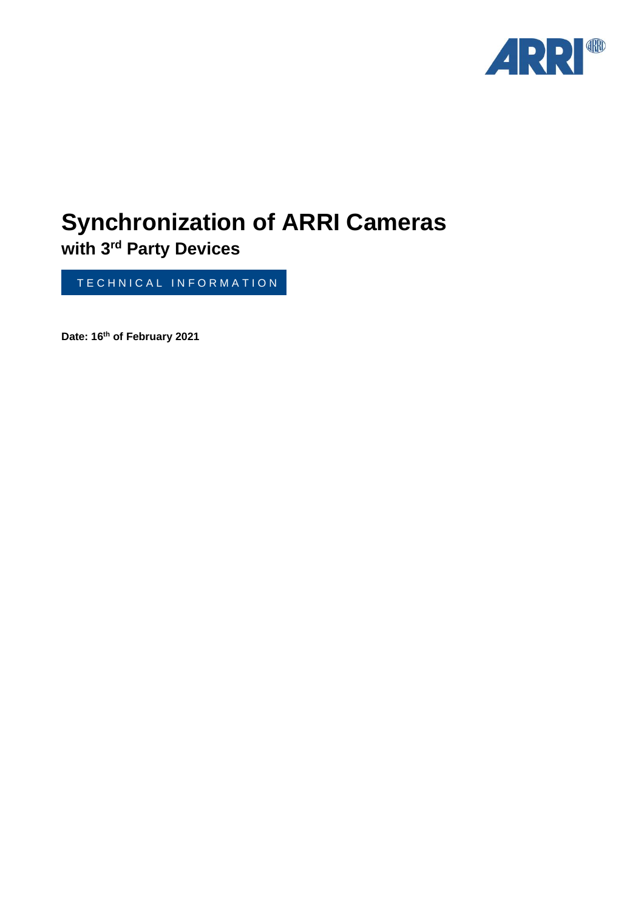# Synchronization of ARRI Cameras

## with 3rd Party Devices

TECHNICAL INFORMATION

**Date: 16th of February 2021**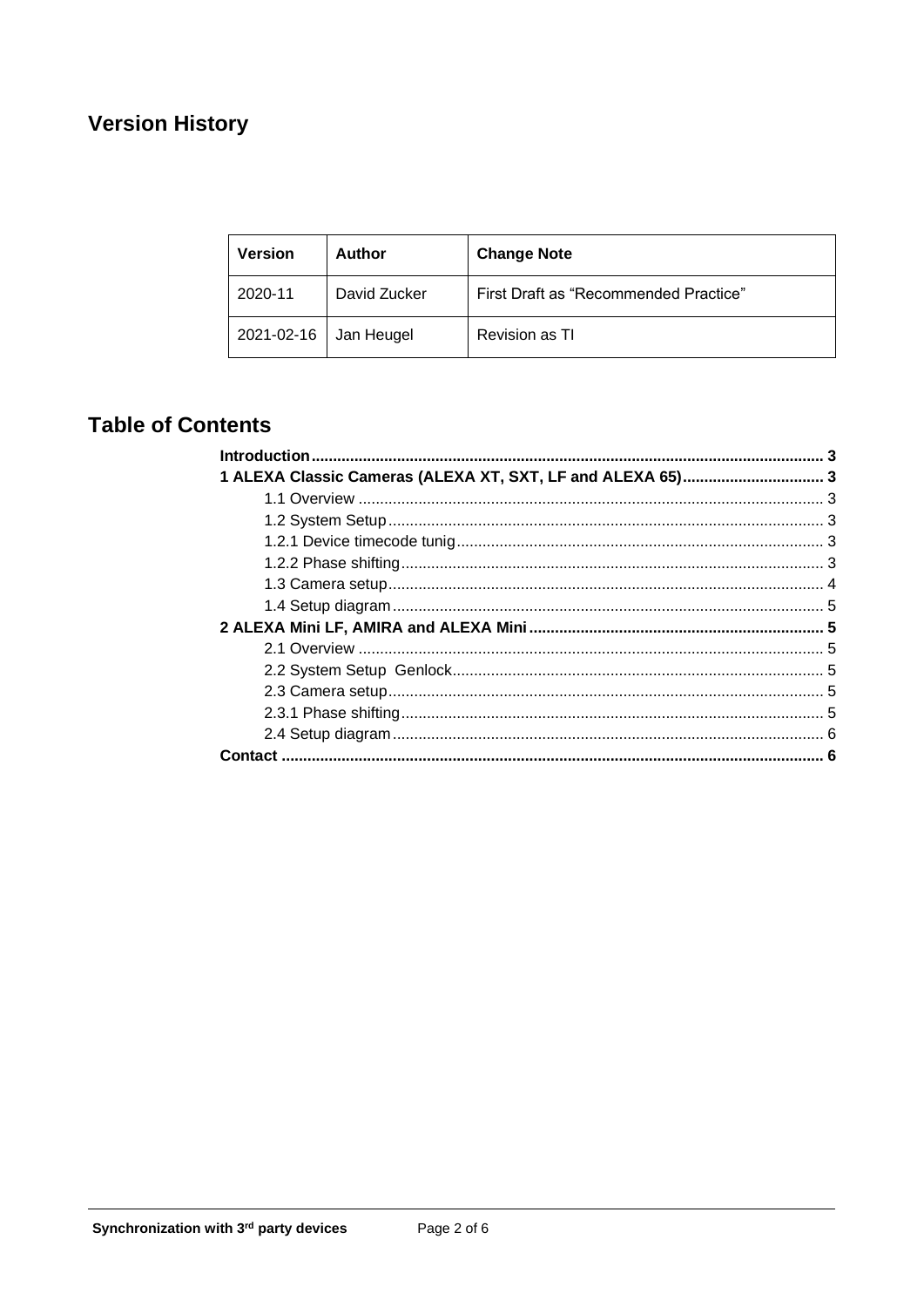## Version History

| Version | Author | Change Note |
| --- | --- | --- |
| 2020-11 | David Zucker | First Draft as "Recommended Practice" |
| 2021-02-16 | Jan Heugel | Revision as TI |

## Table of Contents

**Introduction ..... 3**

**1 ALEXA Classic Cameras (ALEXA XT, SXT, LF and ALEXA 65) ..... 3**

- 1.1 Overview ..... 3
- 1.2 System Setup ..... 3
- 1.2.1 Device timecode tunig ..... 3
- 1.2.2 Phase shifting ..... 3
- 1.3 Camera setup ..... 4
- 1.4 Setup diagram ..... 5

**2 ALEXA Mini LF, AMIRA and ALEXA Mini ..... 5**

- 2.1 Overview ..... 5
- 2.2 System Setup Genlock ..... 5
- 2.3 Camera setup ..... 5
- 2.3.1 Phase shifting ..... 5
- 2.4 Setup diagram ..... 6

**Contact ..... 6**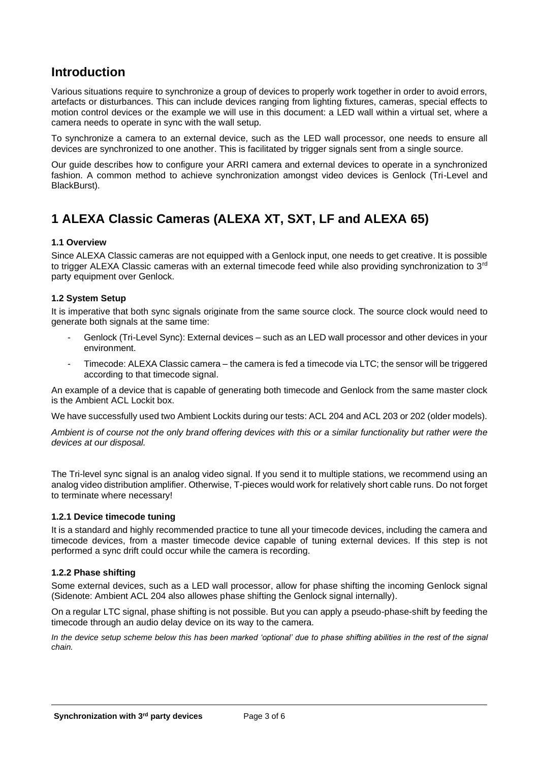## Introduction

Various situations require to synchronize a group of devices to properly work together in order to avoid errors, artefacts or disturbances. This can include devices ranging from lighting fixtures, cameras, special effects to motion control devices or the example we will use in this document: a LED wall within a virtual set, where a camera needs to operate in sync with the wall setup.

To synchronize a camera to an external device, such as the LED wall processor, one needs to ensure all devices are synchronized to one another. This is facilitated by trigger signals sent from a single source.

Our guide describes how to configure your ARRI camera and external devices to operate in a synchronized fashion. A common method to achieve synchronization amongst video devices is Genlock (Tri-Level and BlackBurst).

## 1 ALEXA Classic Cameras (ALEXA XT, SXT, LF and ALEXA 65)

#### 1.1 Overview

Since ALEXA Classic cameras are not equipped with a Genlock input, one needs to get creative. It is possible to trigger ALEXA Classic cameras with an external timecode feed while also providing synchronization to 3rd party equipment over Genlock.

#### 1.2 System Setup

It is imperative that both sync signals originate from the same source clock. The source clock would need to generate both signals at the same time:

- Genlock (Tri-Level Sync): External devices – such as an LED wall processor and other devices in your environment.
- Timecode: ALEXA Classic camera – the camera is fed a timecode via LTC; the sensor will be triggered according to that timecode signal.

An example of a device that is capable of generating both timecode and Genlock from the same master clock is the Ambient ACL Lockit box.

We have successfully used two Ambient Lockits during our tests: ACL 204 and ACL 203 or 202 (older models).

*Ambient is of course not the only brand offering devices with this or a similar functionality but rather were the devices at our disposal.*

The Tri-level sync signal is an analog video signal. If you send it to multiple stations, we recommend using an analog video distribution amplifier. Otherwise, T-pieces would work for relatively short cable runs. Do not forget to terminate where necessary!

#### 1.2.1 Device timecode tuning

It is a standard and highly recommended practice to tune all your timecode devices, including the camera and timecode devices, from a master timecode device capable of tuning external devices. If this step is not performed a sync drift could occur while the camera is recording.

#### 1.2.2 Phase shifting

Some external devices, such as a LED wall processor, allow for phase shifting the incoming Genlock signal (Sidenote: Ambient ACL 204 also allowes phase shifting the Genlock signal internally).

On a regular LTC signal, phase shifting is not possible. But you can apply a pseudo-phase-shift by feeding the timecode through an audio delay device on its way to the camera.

*In the device setup scheme below this has been marked 'optional' due to phase shifting abilities in the rest of the signal chain.*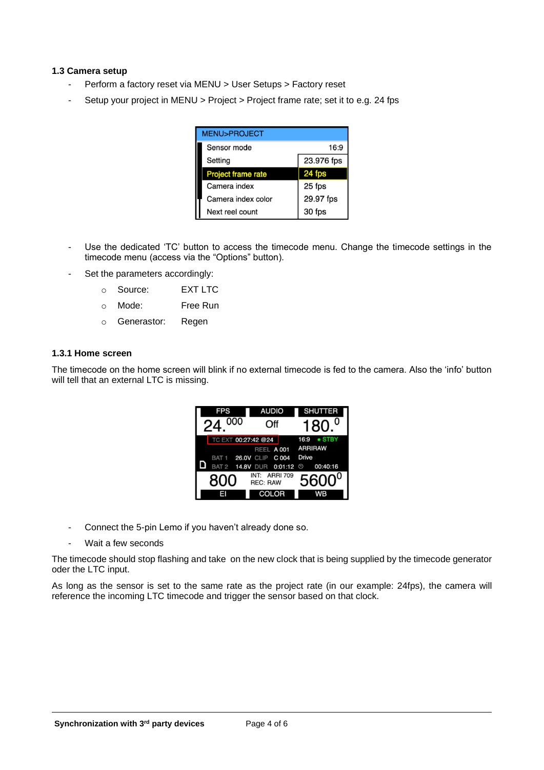### 1.3 Camera setup

- Perform a factory reset via MENU > User Setups > Factory reset
- Setup your project in MENU > Project > Project frame rate; set it to e.g. 24 fps

- Use the dedicated 'TC' button to access the timecode menu. Change the timecode settings in the timecode menu (access via the "Options" button).
- Set the parameters accordingly:
  - Source: EXT LTC
  - Mode: Free Run
  - Generastor: Regen

#### 1.3.1 Home screen

The timecode on the home screen will blink if no external timecode is fed to the camera. Also the 'info' button will tell that an external LTC is missing.

- Connect the 5-pin Lemo if you haven't already done so.
- Wait a few seconds

The timecode should stop flashing and take on the new clock that is being supplied by the timecode generator oder the LTC input.

As long as the sensor is set to the same rate as the project rate (in our example: 24fps), the camera will reference the incoming LTC timecode and trigger the sensor based on that clock.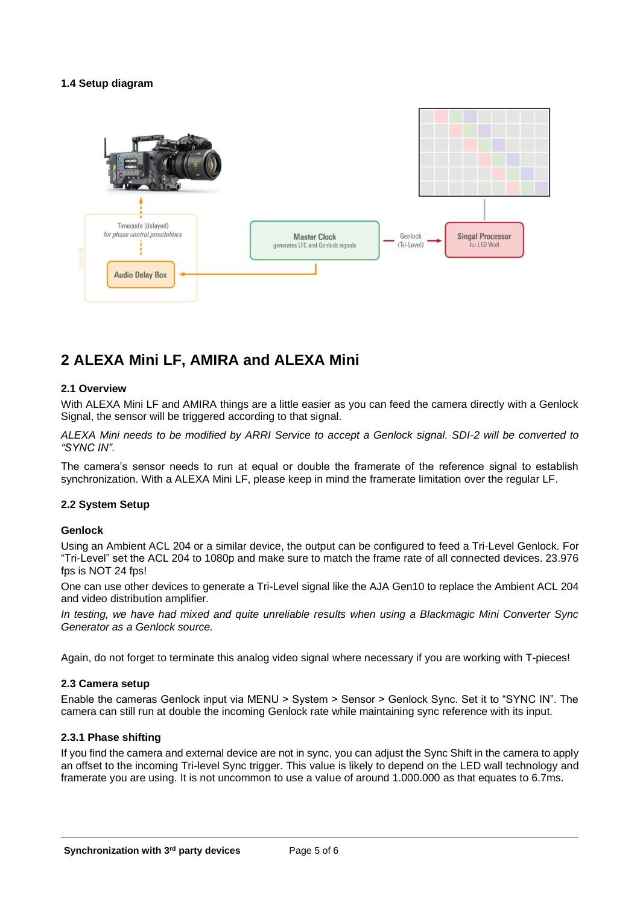### 1.4 Setup diagram

## 2 ALEXA Mini LF, AMIRA and ALEXA Mini

### 2.1 Overview

With ALEXA Mini LF and AMIRA things are a little easier as you can feed the camera directly with a Genlock Signal, the sensor will be triggered according to that signal.

*ALEXA Mini needs to be modified by ARRI Service to accept a Genlock signal. SDI-2 will be converted to "SYNC IN".*

The camera's sensor needs to run at equal or double the framerate of the reference signal to establish synchronization. With a ALEXA Mini LF, please keep in mind the framerate limitation over the regular LF.

### 2.2 System Setup

**Genlock**

Using an Ambient ACL 204 or a similar device, the output can be configured to feed a Tri-Level Genlock. For "Tri-Level" set the ACL 204 to 1080p and make sure to match the frame rate of all connected devices. 23.976 fps is NOT 24 fps!

One can use other devices to generate a Tri-Level signal like the AJA Gen10 to replace the Ambient ACL 204 and video distribution amplifier.

*In testing, we have had mixed and quite unreliable results when using a Blackmagic Mini Converter Sync Generator as a Genlock source.*

Again, do not forget to terminate this analog video signal where necessary if you are working with T-pieces!

### 2.3 Camera setup

Enable the cameras Genlock input via MENU > System > Sensor > Genlock Sync. Set it to "SYNC IN". The camera can still run at double the incoming Genlock rate while maintaining sync reference with its input.

#### 2.3.1 Phase shifting

If you find the camera and external device are not in sync, you can adjust the Sync Shift in the camera to apply an offset to the incoming Tri-level Sync trigger. This value is likely to depend on the LED wall technology and framerate you are using. It is not uncommon to use a value of around 1.000.000 as that equates to 6.7ms.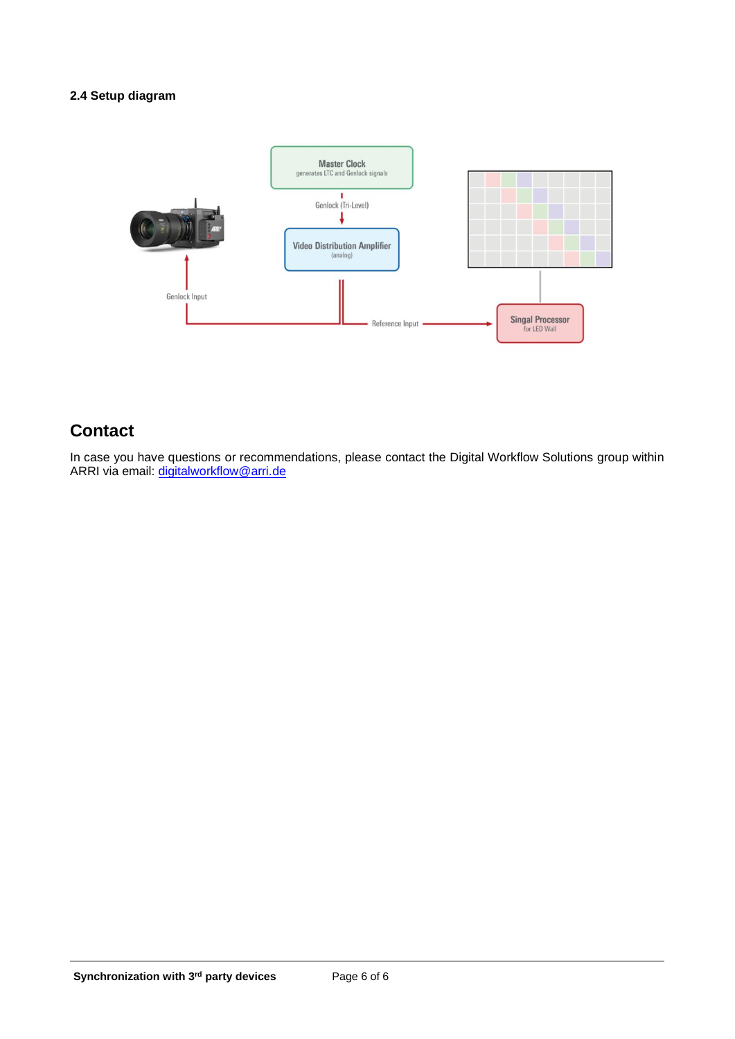### 2.4 Setup diagram

Master Clock
generates LTC and Genlock signals

Genlock (Tri-Level)

Video Distribution Amplifier
(analog)

Genlock Input

Reference Input

Singal Processor
for LED Wall

## Contact

In case you have questions or recommendations, please contact the Digital Workflow Solutions group within ARRI via email: digitalworkflow@arri.de